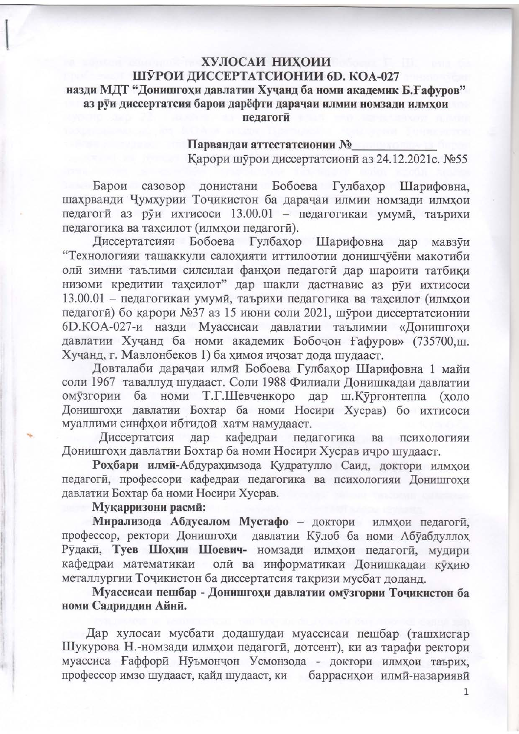# ХУЛОСАИ НИҲОИИ ШӮРОИ ДИССЕРТАТСИОНИИ 6D. КОА-027

**назди МДТ "Донишгоҳи давлатии Хуҷанд ба номи академик Б.Ғафуров" аз рӯи диссертатсия барои дарёфти дараҷаи илмии номзади илмҳои педагогӣ**

**Парвандаи аттестатсионии №\_\_\_\_\_\_\_\_\_\_\_\_\_\_**

Қарори шӯрои диссертатсионӣ аз 24.12.2021с. №55

Барои сазовор донистани Бобоева Гулбаҳор Шарифовна, шаҳрванди Ҷумҳурии Тоҷикистон ба дараҷаи илмии номзади илмҳои педагогӣ аз рӯи ихтисоси 13.00.01 – педагогикаи умумӣ, таърихи педагогика ва таҳсилот (илмҳои педагогӣ).

Диссертатсияи Бобоева Гулбаҳор Шарифовна дар мавзӯи "Технологияи ташаккули салоҳияти иттилоотии донишҷӯёни макотиби олӣ зимни таълими силсилаи фанҳои педагогӣ дар шароити татбиқи низоми кредитии таҳсилот" дар шакли дастнавис аз рӯи ихтисоси 13.00.01 – педагогикаи умумӣ, таърихи педагогика ва таҳсилот (илмҳои педагогӣ) бо қарори №37 аз 15 июни соли 2021, шӯрои диссертатсионии 6D.КОА-027-и назди Муассисаи давлатии таълимии «Донишгоҳи давлатии Хуҷанд ба номи академик Бобоҷон Ғафуров» (735700,ш. Хуҷанд, г. Мавлонбеков 1) ба ҳимоя иҷозат дода шудааст.

Довталаби дараҷаи илмӣ Бобоева Гулбаҳор Шарифовна 1 майи соли 1967 таваллуд шудааст. Соли 1988 Филиали Донишкадаи давлатии омӯзгории ба номи Т.Г.Шевченкоро дар ш.Қӯрғонтеппа (ҳоло Донишгоҳи давлатии Бохтар ба номи Носири Хусрав) бо ихтисоси муаллими синфҳои ибтидоӣ хатм намудааст.

Диссертатсия дар кафедраи педагогика ва психологияи Донишгоҳи давлатии Бохтар ба номи Носири Хусрав иҷро шудааст.

**Роҳбари илмӣ**-Абдураҳимзода Қудратулло Саид, доктори илмҳои педагогӣ, профессори кафедраи педагогика ва психологияи Донишгоҳи давлатии Бохтар ба номи Носири Хусрав.

**Муқарризони расмӣ:**

**Мирализода Абдусалом Мустафо** – доктори илмҳои педагогӣ, профессор, ректори Донишгоҳи давлатии Кӯлоб ба номи Абӯабдуллоҳ Рӯдакӣ, **Туев Шоҳин Шоевич**- номзади илмҳои педагогӣ, мудири кафедраи математикаи олӣ ва информатикаи Донишкадаи кӯҳию металлургии Тоҷикистон ба диссертатсия тақризи мусбат доданд.

**Муассисаи пешбар - Донишгоҳи давлатии омӯзгории Тоҷикистон ба номи Садриддин Айнӣ.**

Дар хулосаи мусбати додашудаи муассисаи пешбар (ташхисгар Шукурова Н.-номзади илмҳои педагогӣ, дотсент), ки аз тарафи ректори муассиса Ғаффорӣ Нӯъмонҷон Усмонзода - доктори илмҳои таърих, профессор имзо шудааст, қайд шудааст, ки баррасиҳои илмӣ-назариявӣ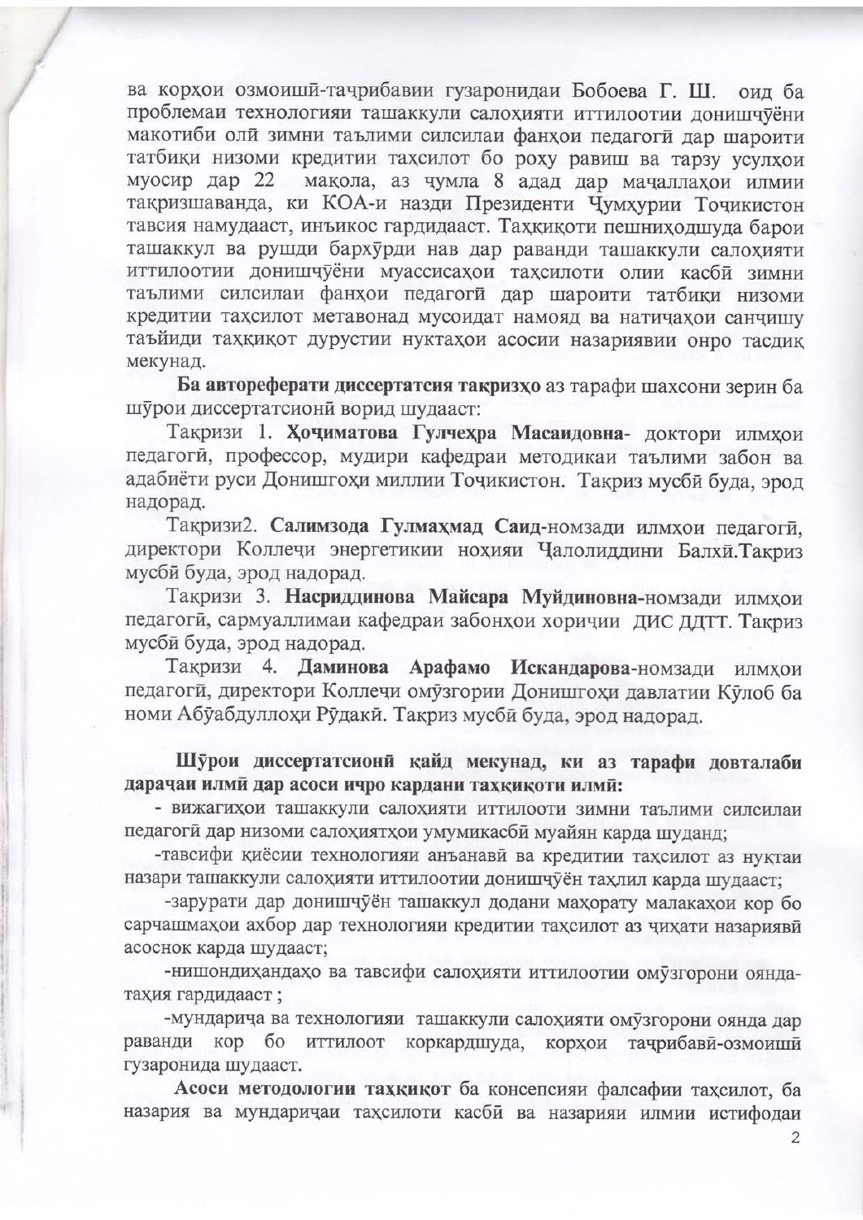ва корҳои озмоишӣ-таҷрибавии гузаронидаи Бобоева Г. Ш. оид ба проблемаи технологияи ташаккули салоҳияти иттилоотии донишҷӯёни макотиби олӣ зимни таълими силсилаи фанҳои педагогӣ дар шароити татбиқи низоми кредитии таҳсилот бо роҳу равиш ва тарзу усулҳои муосир дар 22 мақола, аз ҷумла 8 адад дар маҷаллаҳои илмии тақризшаванда, ки КОА-и назди Президенти Ҷумҳурии Тоҷикистон тавсия намудааст, инъикос гардидааст. Таҳқиқоти пешниҳодшуда барои ташаккул ва рушди бархӯрди нав дар раванди ташаккули салоҳияти иттилоотии донишҷӯёни муассисаҳои таҳсилоти олии касбӣ зимни таълими силсилаи фанҳои педагогӣ дар шароити татбиқи низоми кредитии таҳсилот метавонад мусоидат намояд ва натиҷаҳои санҷишу таъйиди таҳқиқот дурустии нуктаҳои асосии назариявии онро тасдиқ мекунад.

**Ба автореферати диссертатсия тақризҳо** аз тарафи шахсони зерин ба шӯрои диссертатсионӣ ворид шудааст:

Тақризи 1. **Ҳоҷиматова Гулчеҳра Масаидовна**- доктори илмҳои педагогӣ, профессор, мудири кафедраи методикаи таълими забон ва адабиёти руси Донишгоҳи миллии Тоҷикистон. Тақриз мусбӣ буда, эрод надорад.

Тақризи2. **Салимзода Гулмаҳмад Саид**-номзади илмҳои педагогӣ, директори Коллеҷи энергетикии ноҳияи Ҷалолиддини Балхӣ.Тақриз мусбӣ буда, эрод надорад.

Тақризи 3. **Насриддинова Майсара Муйдиновна**-номзади илмҳои педагогӣ, сармуаллимаи кафедраи забонҳои хориҷии ДИС ДДТТ. Тақриз мусбӣ буда, эрод надорад.

Тақризи 4. **Даминова Арафамо Искандарова**-номзади илмҳои педагогӣ, директори Коллеҷи омӯзгории Донишгоҳи давлатии Кӯлоб ба номи Абӯабдуллоҳи Рӯдакӣ. Тақриз мусбӣ буда, эрод надорад.

**Шӯрои диссертатсионӣ қайд мекунад, ки аз тарафи довталаби дараҷаи илмӣ дар асоси иҷро кардани таҳқиқоти илмӣ:**

- вижагиҳои ташаккули салоҳияти иттилоотӣ зимни таълими силсилаи педагогӣ дар низоми салоҳиятҳои умумикасбӣ муайян карда шуданд;
- тавсифи қиёсии технологияи анъанавӣ ва кредитии таҳсилот аз нуқтаи назари ташаккули салоҳияти иттилоотии донишҷӯён таҳлил карда шудааст;
- зарурати дар донишҷӯён ташаккул додани маҳорату малакаҳои кор бо сарчашмаҳои ахбор дар технологияи кредитии таҳсилот аз ҷиҳати назариявӣ асоснок карда шудааст;
- нишондиҳандаҳо ва тавсифи салоҳияти иттилоотии омӯзгорони ояндатаҳия гардидааст ;
- мундариҷа ва технологияи ташаккули салоҳияти омӯзгорони оянда дар раванди кор бо иттилоот коркардшуда, корҳои таҷрибавӣ-озмоишӣ гузаронида шудааст.

**Асоси методологии таҳқиқот** ба консепсияи фалсафии таҳсилот, ба назария ва мундариҷаи таҳсилоти касбӣ ва назарияи илмии истифодаи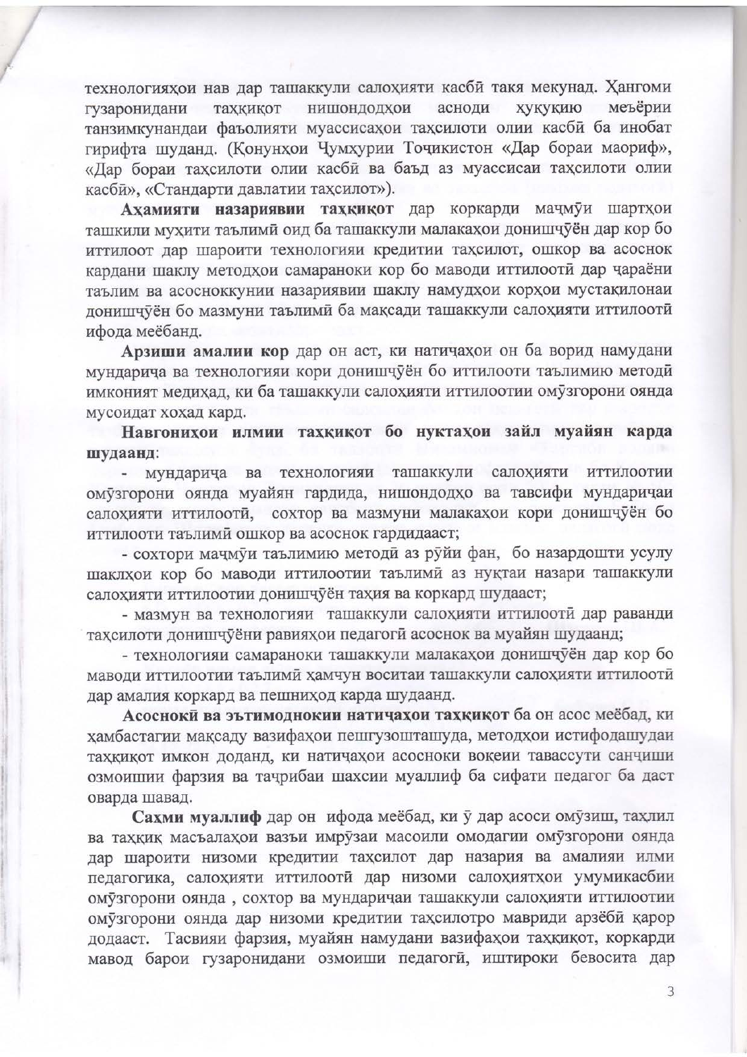технологияҳои нав дар ташаккули салоҳияти касбӣ такя мекунад. Ҳангоми гузаронидани таҳқиқот нишондодҳои асноди ҳуқуқию меъёрии танзимкунандаи фаъолияти муассисаҳои таҳсилоти олии касбӣ ба инобат гирифта шуданд. (Қонунҳои Ҷумҳурии Тоҷикистон «Дар бораи маориф», «Дар бораи таҳсилоти олии касбӣ ва баъд аз муассисаи таҳсилоти олии касбӣ», «Стандарти давлатии таҳсилот»).

**Аҳамияти назариявии таҳқиқот** дар коркарди маҷмӯи шартҳои ташкили муҳити таълимӣ оид ба ташаккули малакаҳои донишҷӯён дар кор бо иттилоот дар шароити технологияи кредитии таҳсилот, ошкор ва асоснок кардани шаклу методҳои самараноки кор бо маводи иттилоотӣ дар ҷараёни таълим ва асоснокунии назариявии шаклу намудҳои корҳои мустақилонаи донишҷӯён бо мазмуни таълимӣ ба мақсади ташаккули салоҳияти иттилоотӣ ифода меёбанд.

**Арзиши амалии кор** дар он аст, ки натиҷаҳои он ба ворид намудани мундариҷа ва технологияи кори донишҷӯён бо иттилооти таълимию методӣ имконият медиҳад, ки ба ташаккули салоҳияти иттилоотии омӯзгорони оянда мусоидат хоҳад кард.

**Навгониҳои илмии таҳқиқот бо нуктаҳои зайл муайян карда шудаанд**:

- мундариҷа ва технологияи ташаккули салоҳияти иттилоотии омӯзгорони оянда муайян гардида, нишондодҳо ва тавсифи мундариҷаи салоҳияти иттилоотӣ, сохтор ва мазмуни малакаҳои кори донишҷӯён бо иттилооти таълимӣ ошкор ва асоснок гардидааст;
- сохтори маҷмӯи таълимию методӣ аз рӯйи фан, бо назардошти усулу шаклҳои кор бо маводи иттилоотии таълимӣ аз нуқтаи назари ташаккули салоҳияти иттилоотии донишҷӯён таҳия ва коркард шудааст;
- мазмун ва технологияи ташаккули салоҳияти иттилоотӣ дар раванди таҳсилоти донишҷӯёни равияҳои педагогӣ асоснок ва муайян шудаанд;
- технологияи самараноки ташаккули малакаҳои донишҷӯён дар кор бо маводи иттилоотии таълимӣ ҳамчун воситаи ташаккули салоҳияти иттилоотӣ дар амалия коркард ва пешниҳод карда шудаанд.

**Асосокӣ ва эътимоднокии натиҷаҳои таҳқиқот** ба он асос меёбад, ки ҳамбастагии мақсаду вазифаҳои пешгузошташуда, методҳои истифодашудаи таҳқиқот имкон доданд, ки натиҷаҳои асоснокии воқеии тавассути санҷиши озмоишии фарзия ва таҷрибаи шахсии муаллиф ба сифати педагог ба даст оварда шавад.

**Саҳми муаллиф** дар он ифода меёбад, ки ӯ дар асоси омӯзиш, таҳлил ва таҳқиқ масъалаҳои вазъи имрӯзаи масоили омодагии омӯзгорони оянда дар шароити низоми кредитии таҳсилот дар назария ва амалияи илми педагогика, салоҳияти иттилоотӣ дар низоми салоҳиятҳои умумикасбии омӯзгорони оянда , сохтор ва мундариҷаи ташаккули салоҳияти иттилоотии омӯзгорони оянда дар низоми кредитии таҳсилотро мавриди арзёбӣ қарор додааст. Тасвияи фарзия, муайян намудани вазифаҳои таҳқиқот, коркарди мавод барои гузаронидани озмоиши педагогӣ, иштироки бевосита дар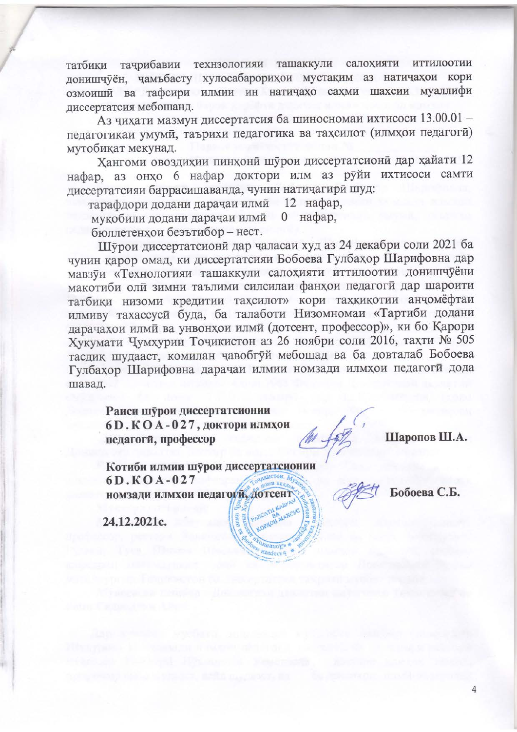татбиқи таҷрибавии технзологияи ташаккули салоҳияти иттилоотии донишҷӯён, ҷамъбасту хулосабарориҳои мустақим аз натиҷаҳои кори озмоишӣ ва тафсири илмии ин натиҷаҳо саҳми шахсии муаллифи диссертатсия мебошанд.

Аз ҷиҳати мазмун диссертатсия ба шиносномаи ихтисоси 13.00.01 – педагогикаи умумӣ, таърихи педагогика ва таҳсилот (илмҳои педагогӣ) мутобиқат мекунад.

Ҳангоми овоздиҳии пинҳонӣ шӯрои диссертатсионӣ дар ҳайати 12 нафар, аз онҳо 6 нафар доктори илм аз рӯйи ихтисоси самти диссертатсияи баррасишаванда, чунин натиҷагирӣ шуд:

тарафдори додани дараҷаи илмӣ 12 нафар,
муқобили додани дараҷаи илмӣ 0 нафар,
бюллетенҳои беэътибор – нест.

Шӯрои диссертатсионӣ дар ҷаласаи худ аз 24 декабри соли 2021 ба чунин қарор омад, ки диссертатсияи Бобоева Гулбаҳор Шарифовна дар мавзӯи «Технологияи ташаккули салоҳияти иттилоотии донишҷӯёни мактабиби олӣ зимни таълими силсилаи фанҳои педагогӣ дар шароити татбиқи низоми кредитии таҳсилот» кори таҳқиқотии анҷомёфтаи илмиву тахассусӣ буда, ба талаботи Низомномаи «Тартиби додани дараҷаҳои илмӣ ва унвонҳои илмӣ (дотсент, профессор)», ки бо Қарори Ҳукумати Ҷумҳурии Тоҷикистон аз 26 ноябри соли 2016, таҳти № 505 тасдиқ шудааст, комилан ҷавобгӯй мебошад ва ба довталаб Бобоева Гулбаҳор Шарифовна дараҷаи илмии номзади илмҳои педагогӣ дода шавад.

**Раиси шӯрои диссертатсионии**
**6D.КОА-027, доктори илмҳои**
**педагогӣ, профессор** **Шаропов Ш.А.**

**Котиби илмии шӯрои диссертатсионии**
**6D.КОА-027**
**номзади илмҳои педагогӣ, дотсент** **Бобоева С.Б.**

**24.12.2021с.**